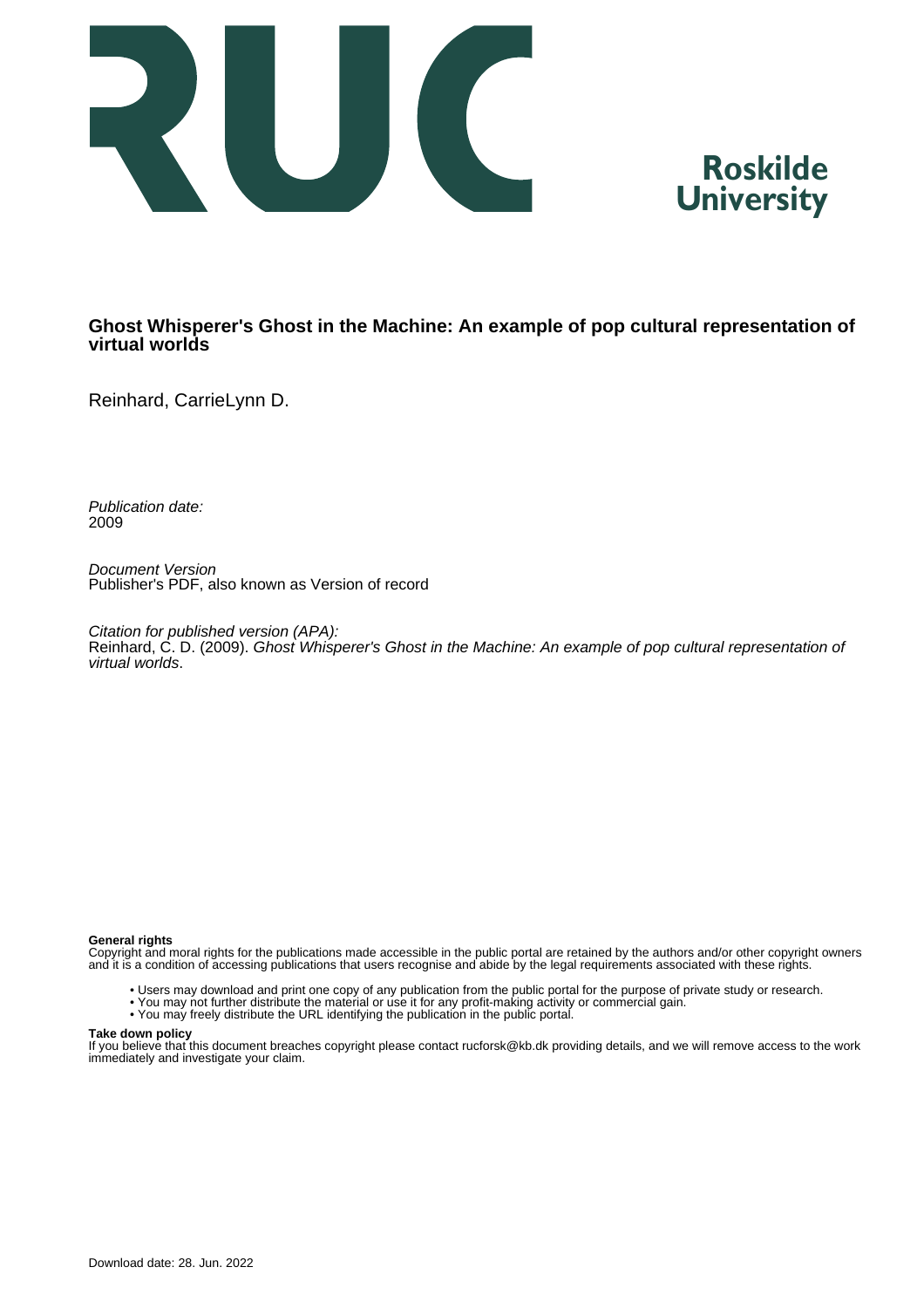Roskilde University

# Ghost Whisperer's Ghost in the Machine: An example of pop cultural representation of virtual worlds

Reinhard, CarrieLynn D.

*Publication date:*
2009

*Document Version*
Publisher's PDF, also known as Version of record

*Citation for published version (APA):*
Reinhard, C. D. (2009). *Ghost Whisperer's Ghost in the Machine: An example of pop cultural representation of virtual worlds*.

**General rights**
Copyright and moral rights for the publications made accessible in the public portal are retained by the authors and/or other copyright owners and it is a condition of accessing publications that users recognise and abide by the legal requirements associated with these rights.

- Users may download and print one copy of any publication from the public portal for the purpose of private study or research.
- You may not further distribute the material or use it for any profit-making activity or commercial gain.
- You may freely distribute the URL identifying the publication in the public portal.

**Take down policy**
If you believe that this document breaches copyright please contact rucforsk@kb.dk providing details, and we will remove access to the work immediately and investigate your claim.

Download date: 28. Jun. 2022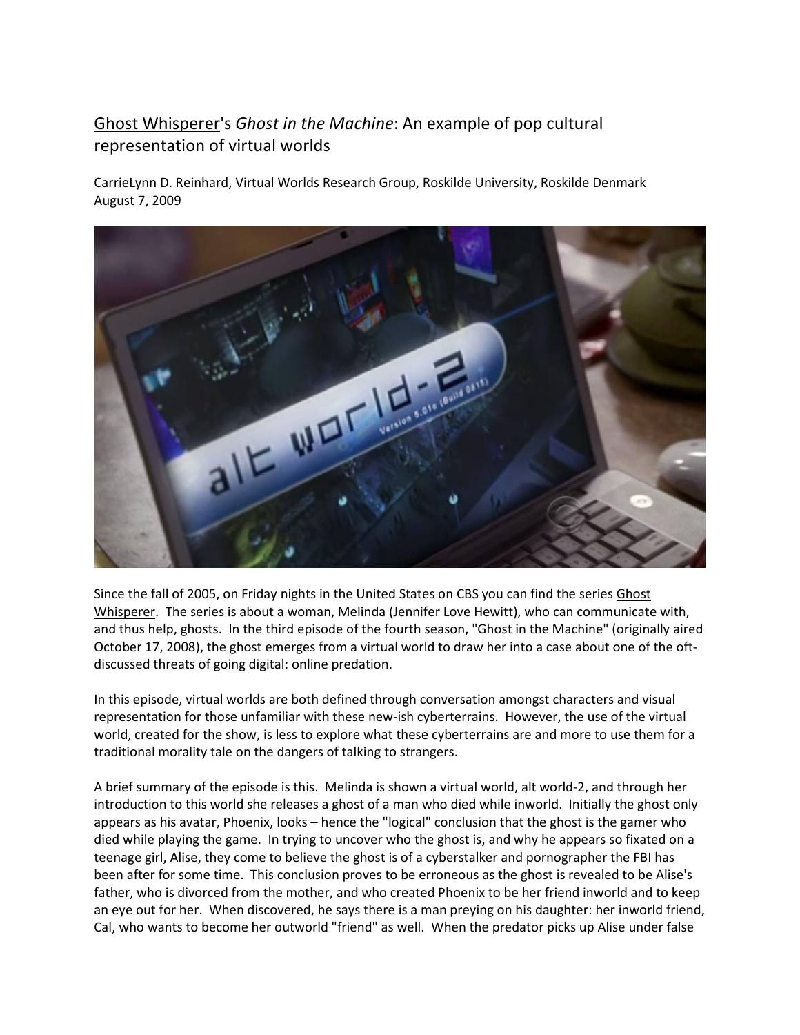# Ghost Whisperer's *Ghost in the Machine*: An example of pop cultural representation of virtual worlds

CarrieLynn D. Reinhard, Virtual Worlds Research Group, Roskilde University, Roskilde Denmark
August 7, 2009

Since the fall of 2005, on Friday nights in the United States on CBS you can find the series Ghost Whisperer. The series is about a woman, Melinda (Jennifer Love Hewitt), who can communicate with, and thus help, ghosts. In the third episode of the fourth season, "Ghost in the Machine" (originally aired October 17, 2008), the ghost emerges from a virtual world to draw her into a case about one of the oft-discussed threats of going digital: online predation.

In this episode, virtual worlds are both defined through conversation amongst characters and visual representation for those unfamiliar with these new-ish cyberterrains. However, the use of the virtual world, created for the show, is less to explore what these cyberterrains are and more to use them for a traditional morality tale on the dangers of talking to strangers.

A brief summary of the episode is this. Melinda is shown a virtual world, alt world-2, and through her introduction to this world she releases a ghost of a man who died while inworld. Initially the ghost only appears as his avatar, Phoenix, looks – hence the "logical" conclusion that the ghost is the gamer who died while playing the game. In trying to uncover who the ghost is, and why he appears so fixated on a teenage girl, Alise, they come to believe the ghost is of a cyberstalker and pornographer the FBI has been after for some time. This conclusion proves to be erroneous as the ghost is revealed to be Alise's father, who is divorced from the mother, and who created Phoenix to be her friend inworld and to keep an eye out for her. When discovered, he says there is a man preying on his daughter: her inworld friend, Cal, who wants to become her outworld "friend" as well. When the predator picks up Alise under false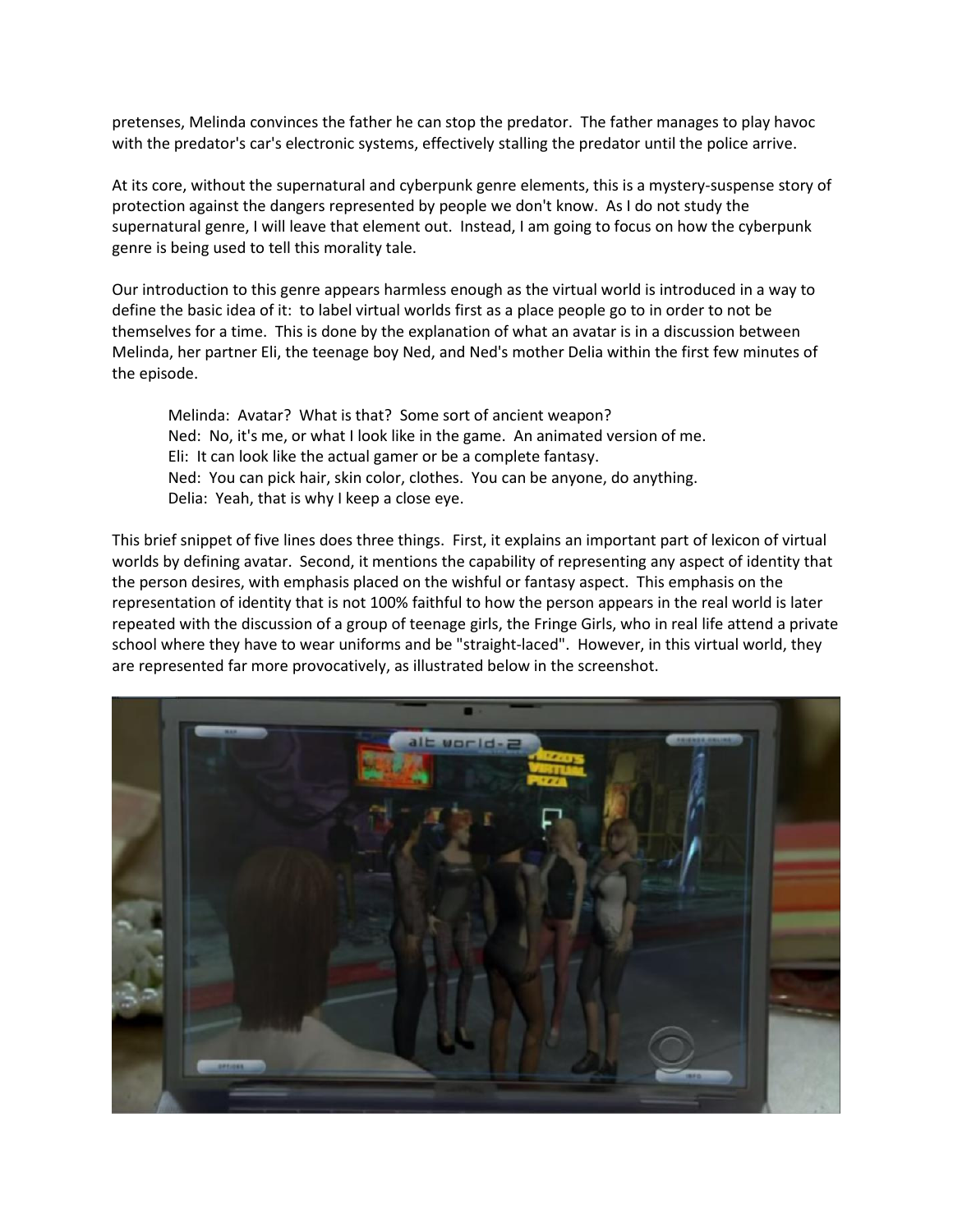pretenses, Melinda convinces the father he can stop the predator. The father manages to play havoc with the predator's car's electronic systems, effectively stalling the predator until the police arrive.

At its core, without the supernatural and cyberpunk genre elements, this is a mystery-suspense story of protection against the dangers represented by people we don't know. As I do not study the supernatural genre, I will leave that element out. Instead, I am going to focus on how the cyberpunk genre is being used to tell this morality tale.

Our introduction to this genre appears harmless enough as the virtual world is introduced in a way to define the basic idea of it: to label virtual worlds first as a place people go to in order to not be themselves for a time. This is done by the explanation of what an avatar is in a discussion between Melinda, her partner Eli, the teenage boy Ned, and Ned's mother Delia within the first few minutes of the episode.

> Melinda: Avatar? What is that? Some sort of ancient weapon?
> Ned: No, it's me, or what I look like in the game. An animated version of me.
> Eli: It can look like the actual gamer or be a complete fantasy.
> Ned: You can pick hair, skin color, clothes. You can be anyone, do anything.
> Delia: Yeah, that is why I keep a close eye.

This brief snippet of five lines does three things. First, it explains an important part of lexicon of virtual worlds by defining avatar. Second, it mentions the capability of representing any aspect of identity that the person desires, with emphasis placed on the wishful or fantasy aspect. This emphasis on the representation of identity that is not 100% faithful to how the person appears in the real world is later repeated with the discussion of a group of teenage girls, the Fringe Girls, who in real life attend a private school where they have to wear uniforms and be "straight-laced". However, in this virtual world, they are represented far more provocatively, as illustrated below in the screenshot.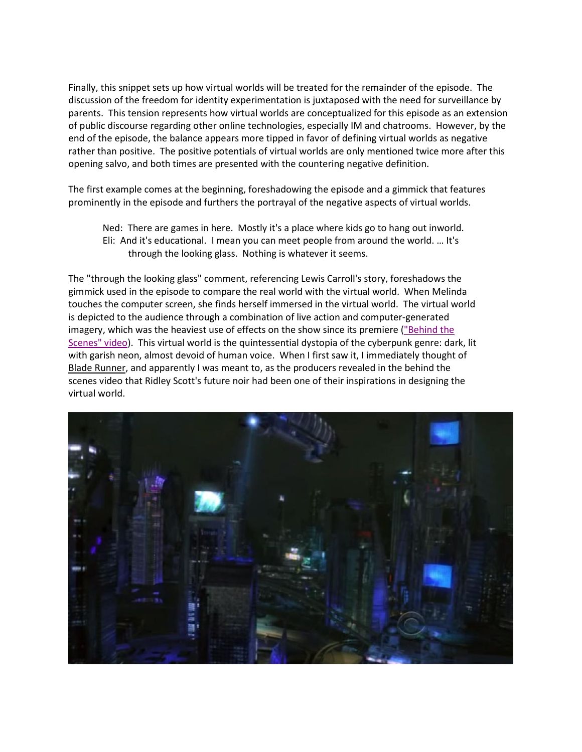Finally, this snippet sets up how virtual worlds will be treated for the remainder of the episode. The discussion of the freedom for identity experimentation is juxtaposed with the need for surveillance by parents. This tension represents how virtual worlds are conceptualized for this episode as an extension of public discourse regarding other online technologies, especially IM and chatrooms. However, by the end of the episode, the balance appears more tipped in favor of defining virtual worlds as negative rather than positive. The positive potentials of virtual worlds are only mentioned twice more after this opening salvo, and both times are presented with the countering negative definition.

The first example comes at the beginning, foreshadowing the episode and a gimmick that features prominently in the episode and furthers the portrayal of the negative aspects of virtual worlds.

> Ned: There are games in here. Mostly it's a place where kids go to hang out inworld.
> Eli: And it's educational. I mean you can meet people from around the world. … It's through the looking glass. Nothing is whatever it seems.

The "through the looking glass" comment, referencing Lewis Carroll's story, foreshadows the gimmick used in the episode to compare the real world with the virtual world. When Melinda touches the computer screen, she finds herself immersed in the virtual world. The virtual world is depicted to the audience through a combination of live action and computer-generated imagery, which was the heaviest use of effects on the show since its premiere ("Behind the Scenes" video). This virtual world is the quintessential dystopia of the cyberpunk genre: dark, lit with garish neon, almost devoid of human voice. When I first saw it, I immediately thought of Blade Runner, and apparently I was meant to, as the producers revealed in the behind the scenes video that Ridley Scott's future noir had been one of their inspirations in designing the virtual world.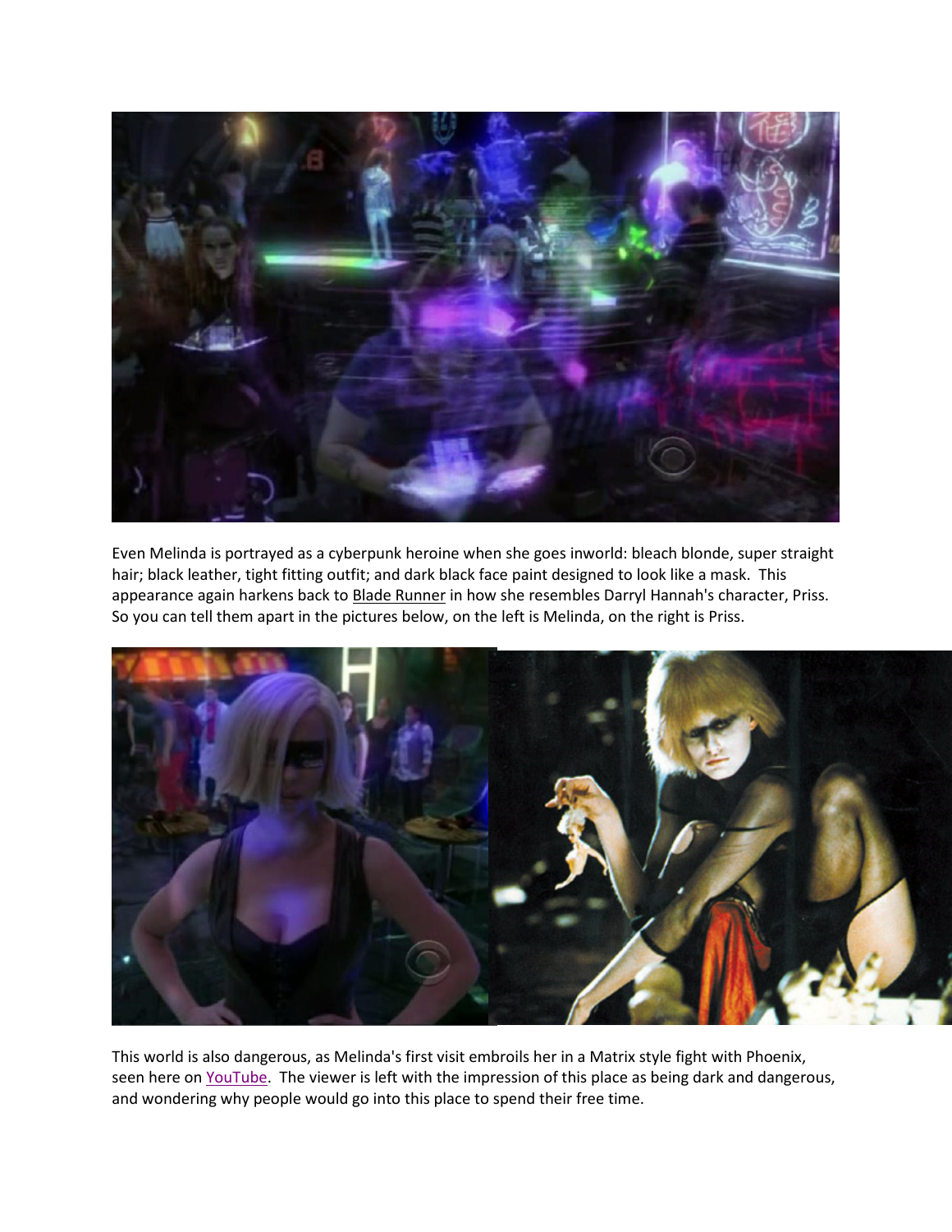Even Melinda is portrayed as a cyberpunk heroine when she goes inworld: bleach blonde, super straight hair; black leather, tight fitting outfit; and dark black face paint designed to look like a mask. This appearance again harkens back to Blade Runner in how she resembles Darryl Hannah's character, Priss. So you can tell them apart in the pictures below, on the left is Melinda, on the right is Priss.

This world is also dangerous, as Melinda's first visit embroils her in a Matrix style fight with Phoenix, seen here on YouTube. The viewer is left with the impression of this place as being dark and dangerous, and wondering why people would go into this place to spend their free time.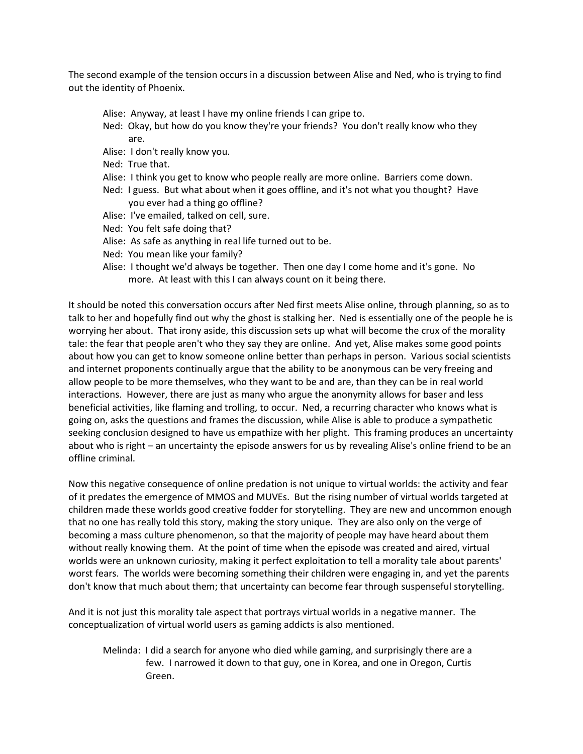The second example of the tension occurs in a discussion between Alise and Ned, who is trying to find out the identity of Phoenix.

> Alise: Anyway, at least I have my online friends I can gripe to.
> Ned: Okay, but how do you know they're your friends? You don't really know who they are.
> Alise: I don't really know you.
> Ned: True that.
> Alise: I think you get to know who people really are more online. Barriers come down.
> Ned: I guess. But what about when it goes offline, and it's not what you thought? Have you ever had a thing go offline?
> Alise: I've emailed, talked on cell, sure.
> Ned: You felt safe doing that?
> Alise: As safe as anything in real life turned out to be.
> Ned: You mean like your family?
> Alise: I thought we'd always be together. Then one day I come home and it's gone. No more. At least with this I can always count on it being there.

It should be noted this conversation occurs after Ned first meets Alise online, through planning, so as to talk to her and hopefully find out why the ghost is stalking her. Ned is essentially one of the people he is worrying her about. That irony aside, this discussion sets up what will become the crux of the morality tale: the fear that people aren't who they say they are online. And yet, Alise makes some good points about how you can get to know someone online better than perhaps in person. Various social scientists and internet proponents continually argue that the ability to be anonymous can be very freeing and allow people to be more themselves, who they want to be and are, than they can be in real world interactions. However, there are just as many who argue the anonymity allows for baser and less beneficial activities, like flaming and trolling, to occur. Ned, a recurring character who knows what is going on, asks the questions and frames the discussion, while Alise is able to produce a sympathetic seeking conclusion designed to have us empathize with her plight. This framing produces an uncertainty about who is right – an uncertainty the episode answers for us by revealing Alise's online friend to be an offline criminal.

Now this negative consequence of online predation is not unique to virtual worlds: the activity and fear of it predates the emergence of MMOS and MUVEs. But the rising number of virtual worlds targeted at children made these worlds good creative fodder for storytelling. They are new and uncommon enough that no one has really told this story, making the story unique. They are also only on the verge of becoming a mass culture phenomenon, so that the majority of people may have heard about them without really knowing them. At the point of time when the episode was created and aired, virtual worlds were an unknown curiosity, making it perfect exploitation to tell a morality tale about parents' worst fears. The worlds were becoming something their children were engaging in, and yet the parents don't know that much about them; that uncertainty can become fear through suspenseful storytelling.

And it is not just this morality tale aspect that portrays virtual worlds in a negative manner. The conceptualization of virtual world users as gaming addicts is also mentioned.

> Melinda: I did a search for anyone who died while gaming, and surprisingly there are a few. I narrowed it down to that guy, one in Korea, and one in Oregon, Curtis Green.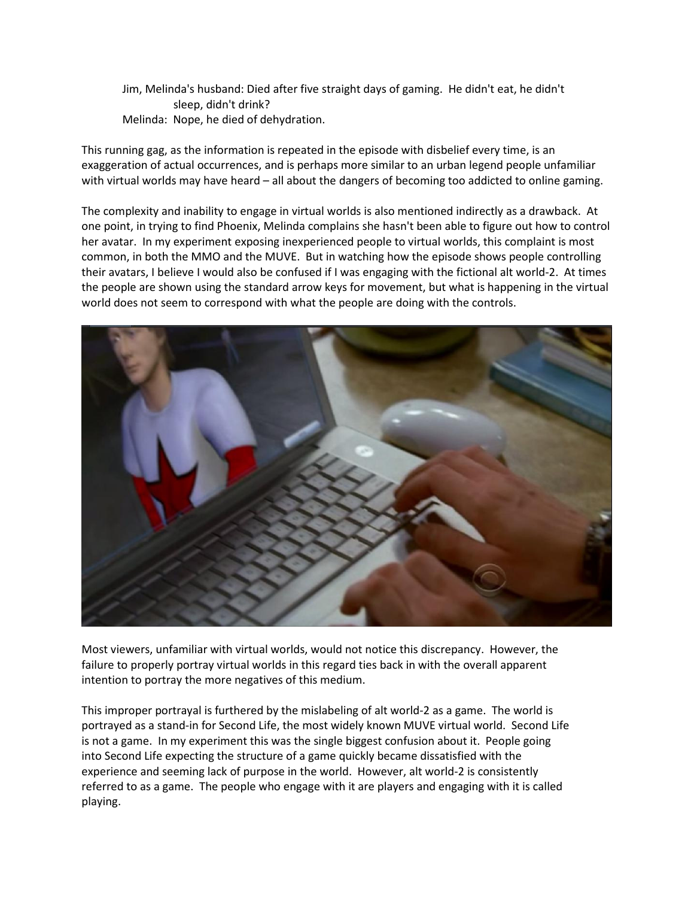Jim, Melinda's husband: Died after five straight days of gaming. He didn't eat, he didn't sleep, didn't drink?

Melinda: Nope, he died of dehydration.

This running gag, as the information is repeated in the episode with disbelief every time, is an exaggeration of actual occurrences, and is perhaps more similar to an urban legend people unfamiliar with virtual worlds may have heard – all about the dangers of becoming too addicted to online gaming.

The complexity and inability to engage in virtual worlds is also mentioned indirectly as a drawback. At one point, in trying to find Phoenix, Melinda complains she hasn't been able to figure out how to control her avatar. In my experiment exposing inexperienced people to virtual worlds, this complaint is most common, in both the MMO and the MUVE. But in watching how the episode shows people controlling their avatars, I believe I would also be confused if I was engaging with the fictional alt world-2. At times the people are shown using the standard arrow keys for movement, but what is happening in the virtual world does not seem to correspond with what the people are doing with the controls.

Most viewers, unfamiliar with virtual worlds, would not notice this discrepancy. However, the failure to properly portray virtual worlds in this regard ties back in with the overall apparent intention to portray the more negatives of this medium.

This improper portrayal is furthered by the mislabeling of alt world-2 as a game. The world is portrayed as a stand-in for Second Life, the most widely known MUVE virtual world. Second Life is not a game. In my experiment this was the single biggest confusion about it. People going into Second Life expecting the structure of a game quickly became dissatisfied with the experience and seeming lack of purpose in the world. However, alt world-2 is consistently referred to as a game. The people who engage with it are players and engaging with it is called playing.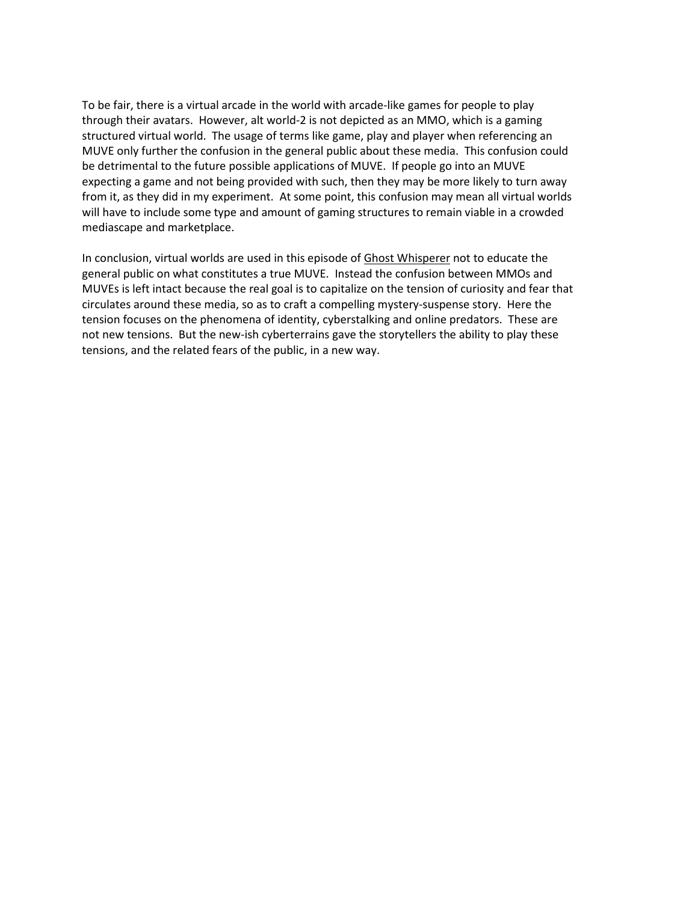To be fair, there is a virtual arcade in the world with arcade-like games for people to play through their avatars. However, alt world-2 is not depicted as an MMO, which is a gaming structured virtual world. The usage of terms like game, play and player when referencing an MUVE only further the confusion in the general public about these media. This confusion could be detrimental to the future possible applications of MUVE. If people go into an MUVE expecting a game and not being provided with such, then they may be more likely to turn away from it, as they did in my experiment. At some point, this confusion may mean all virtual worlds will have to include some type and amount of gaming structures to remain viable in a crowded mediascape and marketplace.

In conclusion, virtual worlds are used in this episode of <u>Ghost Whisperer</u> not to educate the general public on what constitutes a true MUVE. Instead the confusion between MMOs and MUVEs is left intact because the real goal is to capitalize on the tension of curiosity and fear that circulates around these media, so as to craft a compelling mystery-suspense story. Here the tension focuses on the phenomena of identity, cyberstalking and online predators. These are not new tensions. But the new-ish cyberterrains gave the storytellers the ability to play these tensions, and the related fears of the public, in a new way.